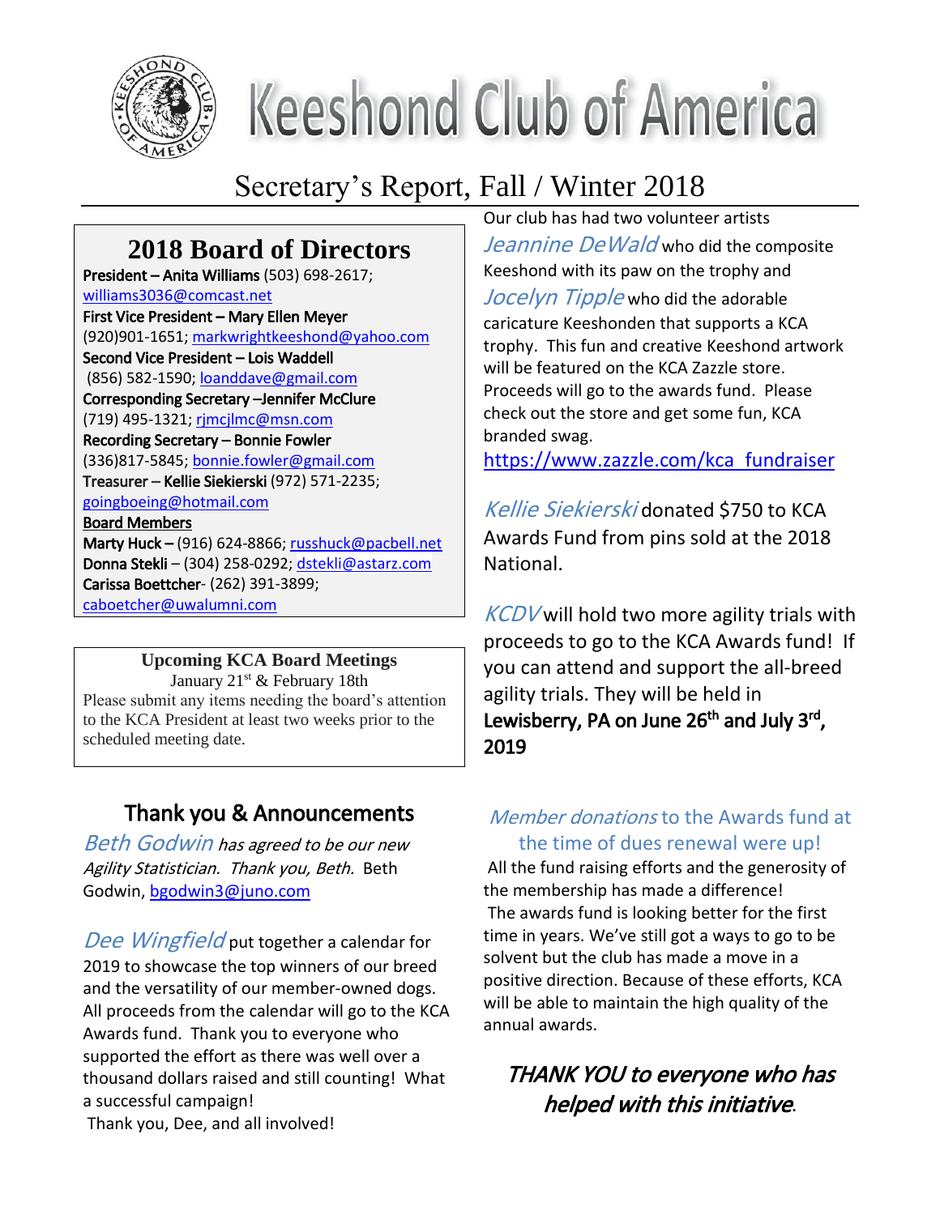# Keeshond Club of America

## Secretary's Report, Fall / Winter 2018

### 2018 Board of Directors

**President – Anita Williams** (503) 698-2617; williams3036@comcast.net
**First Vice President – Mary Ellen Meyer** (920)901-1651; markwrightkeeshond@yahoo.com
**Second Vice President – Lois Waddell** (856) 582-1590; loanddave@gmail.com
**Corresponding Secretary –Jennifer McClure** (719) 495-1321; rjmcjlmc@msn.com
**Recording Secretary – Bonnie Fowler** (336)817-5845; bonnie.fowler@gmail.com
**Treasurer – Kellie Siekierski** (972) 571-2235; goingboeing@hotmail.com
**Board Members**
**Marty Huck** – (916) 624-8866; russhuck@pacbell.net
**Donna Stekli** – (304) 258-0292; dstekli@astarz.com
**Carissa Boettcher**- (262) 391-3899; caboetcher@uwalumni.com

**Upcoming KCA Board Meetings**
January 21st & February 18th
Please submit any items needing the board's attention to the KCA President at least two weeks prior to the scheduled meeting date.

### Thank you & Announcements

*Beth Godwin has agreed to be our new Agility Statistician. Thank you, Beth.* Beth Godwin, bgodwin3@juno.com

*Dee Wingfield* put together a calendar for 2019 to showcase the top winners of our breed and the versatility of our member-owned dogs. All proceeds from the calendar will go to the KCA Awards fund. Thank you to everyone who supported the effort as there was well over a thousand dollars raised and still counting! What a successful campaign!
Thank you, Dee, and all involved!

Our club has had two volunteer artists *Jeannine DeWald* who did the composite Keeshond with its paw on the trophy and *Jocelyn Tipple* who did the adorable caricature Keeshonden that supports a KCA trophy. This fun and creative Keeshond artwork will be featured on the KCA Zazzle store. Proceeds will go to the awards fund. Please check out the store and get some fun, KCA branded swag.
https://www.zazzle.com/kca_fundraiser

*Kellie Siekierski* donated $750 to KCA Awards Fund from pins sold at the 2018 National.

*KCDV* will hold two more agility trials with proceeds to go to the KCA Awards fund! If you can attend and support the all-breed agility trials. They will be held in **Lewisberry, PA on June 26th and July 3rd, 2019**

*Member donations* to the Awards fund at the time of dues renewal were up!
All the fund raising efforts and the generosity of the membership has made a difference!
The awards fund is looking better for the first time in years. We've still got a ways to go to be solvent but the club has made a move in a positive direction. Because of these efforts, KCA will be able to maintain the high quality of the annual awards.

***THANK YOU to everyone who has helped with this initiative.***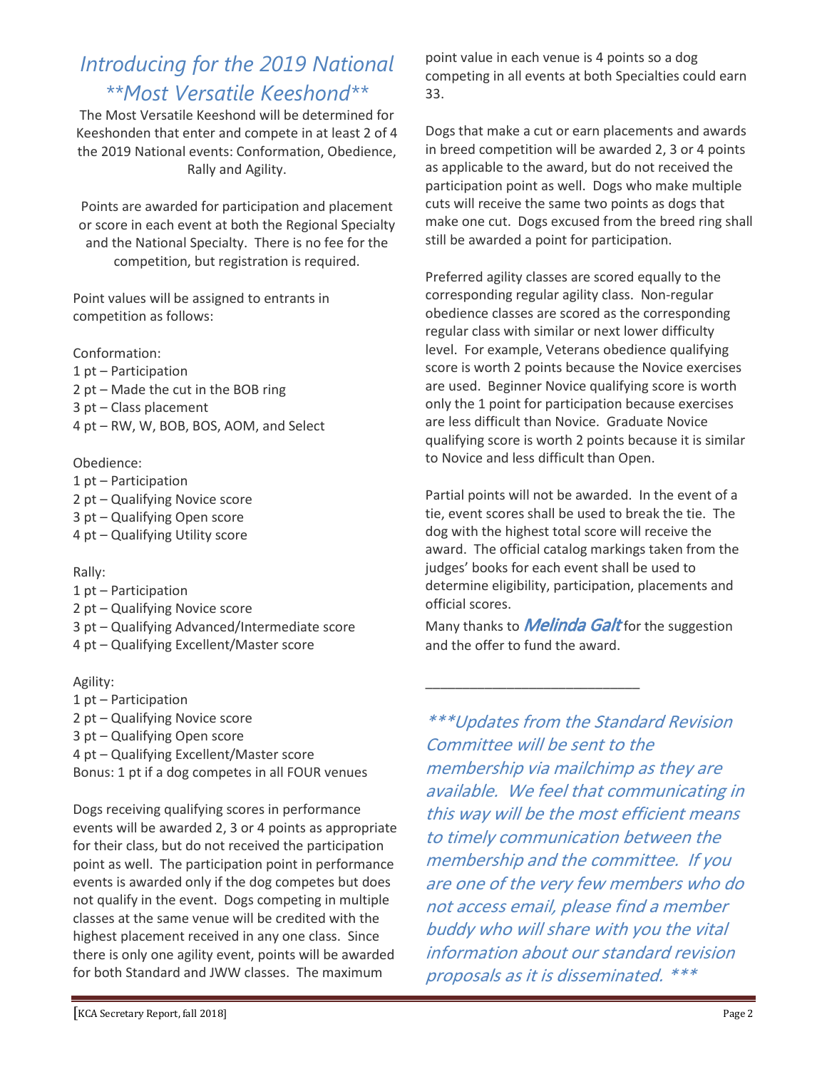# *Introducing for the 2019 National **Most Versatile Keeshond***

The Most Versatile Keeshond will be determined for Keeshonden that enter and compete in at least 2 of 4 the 2019 National events: Conformation, Obedience, Rally and Agility.

Points are awarded for participation and placement or score in each event at both the Regional Specialty and the National Specialty. There is no fee for the competition, but registration is required.

Point values will be assigned to entrants in competition as follows:

Conformation:
1 pt – Participation
2 pt – Made the cut in the BOB ring
3 pt – Class placement
4 pt – RW, W, BOB, BOS, AOM, and Select

Obedience:
1 pt – Participation
2 pt – Qualifying Novice score
3 pt – Qualifying Open score
4 pt – Qualifying Utility score

Rally:
1 pt – Participation
2 pt – Qualifying Novice score
3 pt – Qualifying Advanced/Intermediate score
4 pt – Qualifying Excellent/Master score

Agility:
1 pt – Participation
2 pt – Qualifying Novice score
3 pt – Qualifying Open score
4 pt – Qualifying Excellent/Master score
Bonus: 1 pt if a dog competes in all FOUR venues

Dogs receiving qualifying scores in performance events will be awarded 2, 3 or 4 points as appropriate for their class, but do not received the participation point as well. The participation point in performance events is awarded only if the dog competes but does not qualify in the event. Dogs competing in multiple classes at the same venue will be credited with the highest placement received in any one class. Since there is only one agility event, points will be awarded for both Standard and JWW classes. The maximum point value in each venue is 4 points so a dog competing in all events at both Specialties could earn 33.

Dogs that make a cut or earn placements and awards in breed competition will be awarded 2, 3 or 4 points as applicable to the award, but do not received the participation point as well. Dogs who make multiple cuts will receive the same two points as dogs that make one cut. Dogs excused from the breed ring shall still be awarded a point for participation.

Preferred agility classes are scored equally to the corresponding regular agility class. Non-regular obedience classes are scored as the corresponding regular class with similar or next lower difficulty level. For example, Veterans obedience qualifying score is worth 2 points because the Novice exercises are used. Beginner Novice qualifying score is worth only the 1 point for participation because exercises are less difficult than Novice. Graduate Novice qualifying score is worth 2 points because it is similar to Novice and less difficult than Open.

Partial points will not be awarded. In the event of a tie, event scores shall be used to break the tie. The dog with the highest total score will receive the award. The official catalog markings taken from the judges' books for each event shall be used to determine eligibility, participation, placements and official scores.

Many thanks to ***Melinda Galt*** for the suggestion and the offer to fund the award.

---

****\*Updates from the Standard Revision Committee will be sent to the membership via mailchimp as they are available. We feel that communicating in this way will be the most efficient means to timely communication between the membership and the committee. If you are one of the very few members who do not access email, please find a member buddy who will share with you the vital information about our standard revision proposals as it is disseminated. \*\*\****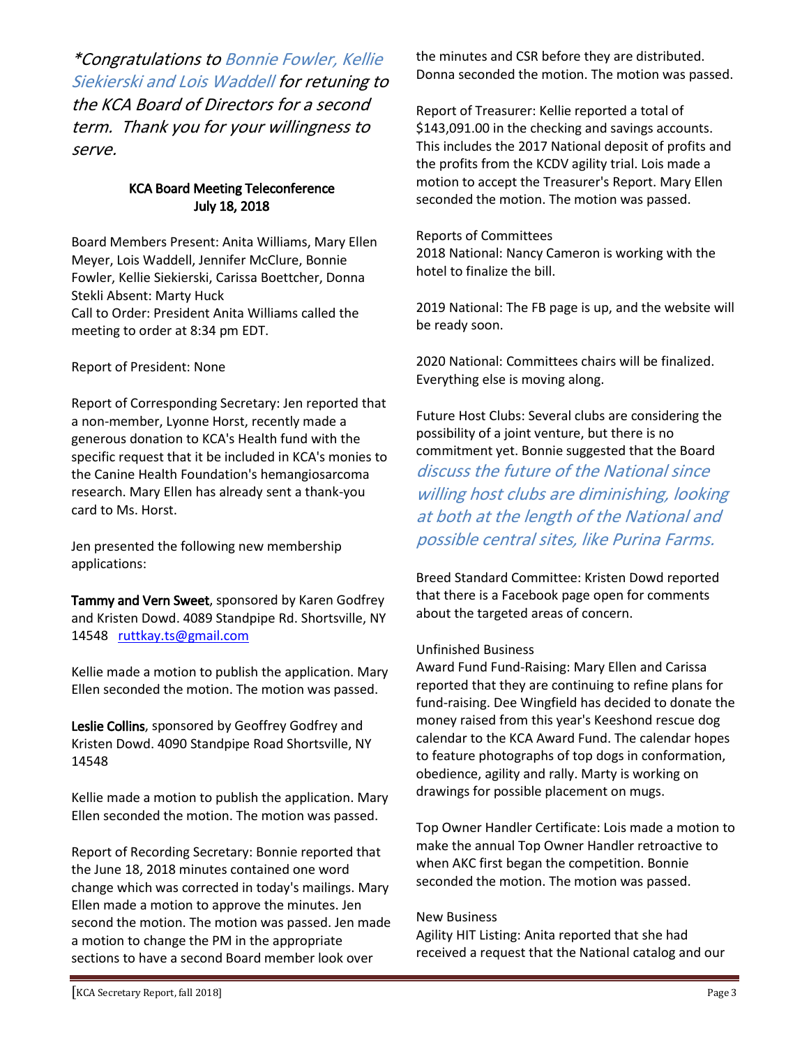*\*Congratulations to Bonnie Fowler, Kellie Siekierski and Lois Waddell for retuning to the KCA Board of Directors for a second term. Thank you for your willingness to serve.*

**KCA Board Meeting Teleconference**
**July 18, 2018**

Board Members Present: Anita Williams, Mary Ellen Meyer, Lois Waddell, Jennifer McClure, Bonnie Fowler, Kellie Siekierski, Carissa Boettcher, Donna Stekli Absent: Marty Huck
Call to Order: President Anita Williams called the meeting to order at 8:34 pm EDT.

Report of President: None

Report of Corresponding Secretary: Jen reported that a non-member, Lyonne Horst, recently made a generous donation to KCA's Health fund with the specific request that it be included in KCA's monies to the Canine Health Foundation's hemangiosarcoma research. Mary Ellen has already sent a thank-you card to Ms. Horst.

Jen presented the following new membership applications:

**Tammy and Vern Sweet**, sponsored by Karen Godfrey and Kristen Dowd. 4089 Standpipe Rd. Shortsville, NY 14548 ruttkay.ts@gmail.com

Kellie made a motion to publish the application. Mary Ellen seconded the motion. The motion was passed.

**Leslie Collins**, sponsored by Geoffrey Godfrey and Kristen Dowd. 4090 Standpipe Road Shortsville, NY 14548

Kellie made a motion to publish the application. Mary Ellen seconded the motion. The motion was passed.

Report of Recording Secretary: Bonnie reported that the June 18, 2018 minutes contained one word change which was corrected in today's mailings. Mary Ellen made a motion to approve the minutes. Jen second the motion. The motion was passed. Jen made a motion to change the PM in the appropriate sections to have a second Board member look over the minutes and CSR before they are distributed. Donna seconded the motion. The motion was passed.

Report of Treasurer: Kellie reported a total of $143,091.00 in the checking and savings accounts. This includes the 2017 National deposit of profits and the profits from the KCDV agility trial. Lois made a motion to accept the Treasurer's Report. Mary Ellen seconded the motion. The motion was passed.

Reports of Committees
2018 National: Nancy Cameron is working with the hotel to finalize the bill.

2019 National: The FB page is up, and the website will be ready soon.

2020 National: Committees chairs will be finalized. Everything else is moving along.

Future Host Clubs: Several clubs are considering the possibility of a joint venture, but there is no commitment yet. Bonnie suggested that the Board *discuss the future of the National since willing host clubs are diminishing, looking at both at the length of the National and possible central sites, like Purina Farms.*

Breed Standard Committee: Kristen Dowd reported that there is a Facebook page open for comments about the targeted areas of concern.

Unfinished Business
Award Fund Fund-Raising: Mary Ellen and Carissa reported that they are continuing to refine plans for fund-raising. Dee Wingfield has decided to donate the money raised from this year's Keeshond rescue dog calendar to the KCA Award Fund. The calendar hopes to feature photographs of top dogs in conformation, obedience, agility and rally. Marty is working on drawings for possible placement on mugs.

Top Owner Handler Certificate: Lois made a motion to make the annual Top Owner Handler retroactive to when AKC first began the competition. Bonnie seconded the motion. The motion was passed.

New Business
Agility HIT Listing: Anita reported that she had received a request that the National catalog and our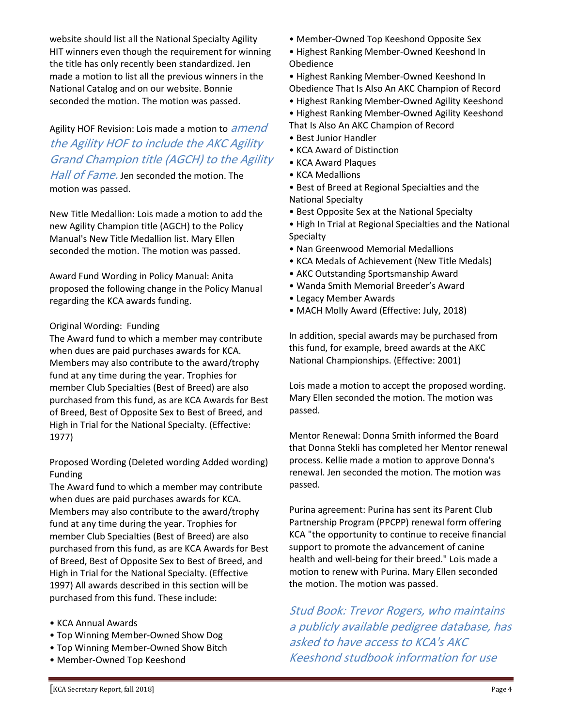website should list all the National Specialty Agility HIT winners even though the requirement for winning the title has only recently been standardized. Jen made a motion to list all the previous winners in the National Catalog and on our website. Bonnie seconded the motion. The motion was passed.

Agility HOF Revision: Lois made a motion to *amend the Agility HOF to include the AKC Agility Grand Champion title (AGCH) to the Agility Hall of Fame.* Jen seconded the motion. The motion was passed.

New Title Medallion: Lois made a motion to add the new Agility Champion title (AGCH) to the Policy Manual's New Title Medallion list. Mary Ellen seconded the motion. The motion was passed.

Award Fund Wording in Policy Manual: Anita proposed the following change in the Policy Manual regarding the KCA awards funding.

Original Wording: Funding
The Award fund to which a member may contribute when dues are paid purchases awards for KCA. Members may also contribute to the award/trophy fund at any time during the year. Trophies for member Club Specialties (Best of Breed) are also purchased from this fund, as are KCA Awards for Best of Breed, Best of Opposite Sex to Best of Breed, and High in Trial for the National Specialty. (Effective: 1977)

Proposed Wording (Deleted wording Added wording) Funding
The Award fund to which a member may contribute when dues are paid purchases awards for KCA. Members may also contribute to the award/trophy fund at any time during the year. Trophies for member Club Specialties (Best of Breed) are also purchased from this fund, as are KCA Awards for Best of Breed, Best of Opposite Sex to Best of Breed, and High in Trial for the National Specialty. (Effective 1997) All awards described in this section will be purchased from this fund. These include:

- KCA Annual Awards
- Top Winning Member-Owned Show Dog
- Top Winning Member-Owned Show Bitch
- Member-Owned Top Keeshond
- Member-Owned Top Keeshond Opposite Sex
- Highest Ranking Member-Owned Keeshond In Obedience
- Highest Ranking Member-Owned Keeshond In Obedience That Is Also An AKC Champion of Record
- Highest Ranking Member-Owned Agility Keeshond
- Highest Ranking Member-Owned Agility Keeshond That Is Also An AKC Champion of Record
- Best Junior Handler
- KCA Award of Distinction
- KCA Award Plaques
- KCA Medallions
- Best of Breed at Regional Specialties and the National Specialty
- Best Opposite Sex at the National Specialty
- High In Trial at Regional Specialties and the National Specialty
- Nan Greenwood Memorial Medallions
- KCA Medals of Achievement (New Title Medals)
- AKC Outstanding Sportsmanship Award
- Wanda Smith Memorial Breeder's Award
- Legacy Member Awards
- MACH Molly Award (Effective: July, 2018)

In addition, special awards may be purchased from this fund, for example, breed awards at the AKC National Championships. (Effective: 2001)

Lois made a motion to accept the proposed wording. Mary Ellen seconded the motion. The motion was passed.

Mentor Renewal: Donna Smith informed the Board that Donna Stekli has completed her Mentor renewal process. Kellie made a motion to approve Donna's renewal. Jen seconded the motion. The motion was passed.

Purina agreement: Purina has sent its Parent Club Partnership Program (PPCPP) renewal form offering KCA "the opportunity to continue to receive financial support to promote the advancement of canine health and well-being for their breed." Lois made a motion to renew with Purina. Mary Ellen seconded the motion. The motion was passed.

*Stud Book: Trevor Rogers, who maintains a publicly available pedigree database, has asked to have access to KCA's AKC Keeshond studbook information for use*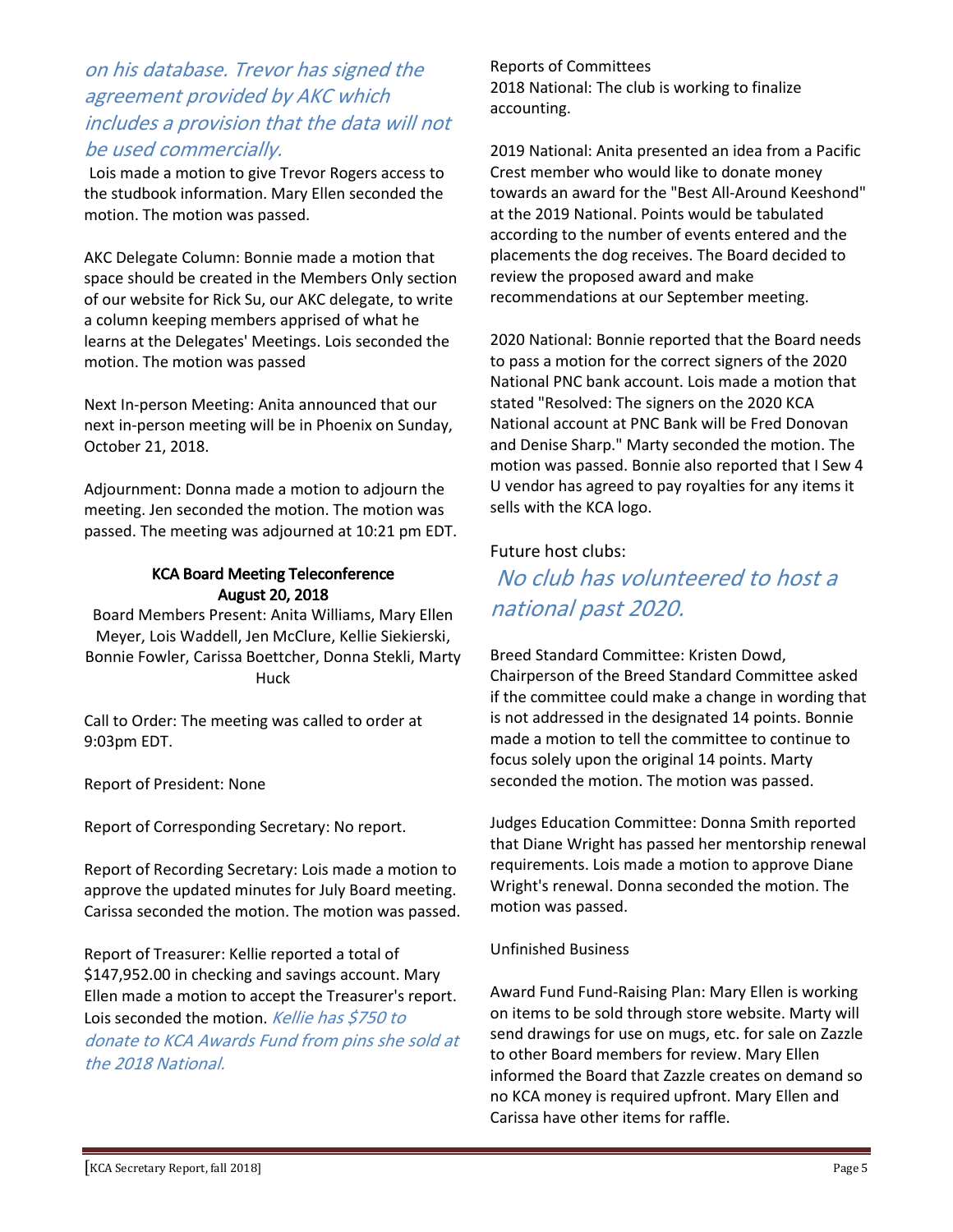*on his database. Trevor has signed the agreement provided by AKC which includes a provision that the data will not be used commercially.*

Lois made a motion to give Trevor Rogers access to the studbook information. Mary Ellen seconded the motion. The motion was passed.

AKC Delegate Column: Bonnie made a motion that space should be created in the Members Only section of our website for Rick Su, our AKC delegate, to write a column keeping members apprised of what he learns at the Delegates' Meetings. Lois seconded the motion. The motion was passed

Next In-person Meeting: Anita announced that our next in-person meeting will be in Phoenix on Sunday, October 21, 2018.

Adjournment: Donna made a motion to adjourn the meeting. Jen seconded the motion. The motion was passed. The meeting was adjourned at 10:21 pm EDT.

**KCA Board Meeting Teleconference**
**August 20, 2018**

Board Members Present: Anita Williams, Mary Ellen Meyer, Lois Waddell, Jen McClure, Kellie Siekierski, Bonnie Fowler, Carissa Boettcher, Donna Stekli, Marty Huck

Call to Order: The meeting was called to order at 9:03pm EDT.

Report of President: None

Report of Corresponding Secretary: No report.

Report of Recording Secretary: Lois made a motion to approve the updated minutes for July Board meeting. Carissa seconded the motion. The motion was passed.

Report of Treasurer: Kellie reported a total of $147,952.00 in checking and savings account. Mary Ellen made a motion to accept the Treasurer's report. Lois seconded the motion. *Kellie has $750 to donate to KCA Awards Fund from pins she sold at the 2018 National.*

Reports of Committees
2018 National: The club is working to finalize accounting.

2019 National: Anita presented an idea from a Pacific Crest member who would like to donate money towards an award for the "Best All-Around Keeshond" at the 2019 National. Points would be tabulated according to the number of events entered and the placements the dog receives. The Board decided to review the proposed award and make recommendations at our September meeting.

2020 National: Bonnie reported that the Board needs to pass a motion for the correct signers of the 2020 National PNC bank account. Lois made a motion that stated "Resolved: The signers on the 2020 KCA National account at PNC Bank will be Fred Donovan and Denise Sharp." Marty seconded the motion. The motion was passed. Bonnie also reported that I Sew 4 U vendor has agreed to pay royalties for any items it sells with the KCA logo.

Future host clubs:

*No club has volunteered to host a national past 2020.*

Breed Standard Committee: Kristen Dowd, Chairperson of the Breed Standard Committee asked if the committee could make a change in wording that is not addressed in the designated 14 points. Bonnie made a motion to tell the committee to continue to focus solely upon the original 14 points. Marty seconded the motion. The motion was passed.

Judges Education Committee: Donna Smith reported that Diane Wright has passed her mentorship renewal requirements. Lois made a motion to approve Diane Wright's renewal. Donna seconded the motion. The motion was passed.

Unfinished Business

Award Fund Fund-Raising Plan: Mary Ellen is working on items to be sold through store website. Marty will send drawings for use on mugs, etc. for sale on Zazzle to other Board members for review. Mary Ellen informed the Board that Zazzle creates on demand so no KCA money is required upfront. Mary Ellen and Carissa have other items for raffle.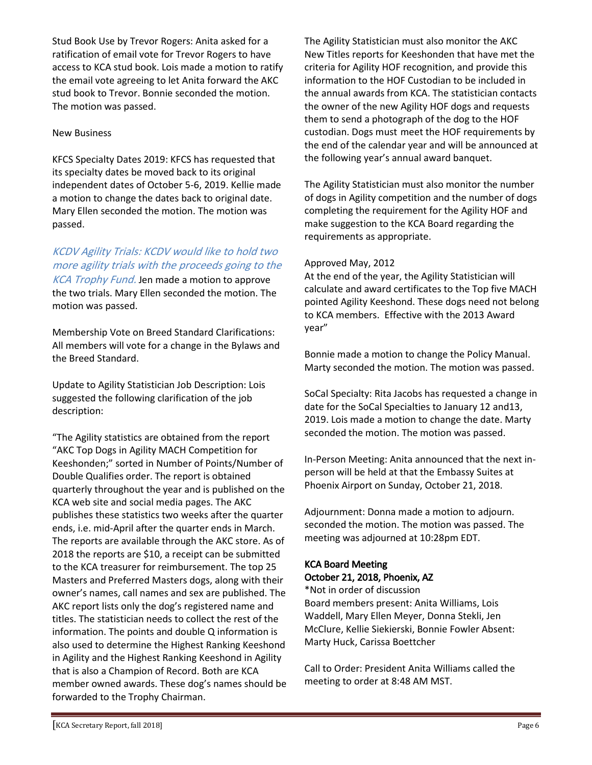Stud Book Use by Trevor Rogers: Anita asked for a ratification of email vote for Trevor Rogers to have access to KCA stud book. Lois made a motion to ratify the email vote agreeing to let Anita forward the AKC stud book to Trevor. Bonnie seconded the motion. The motion was passed.

New Business

KFCS Specialty Dates 2019: KFCS has requested that its specialty dates be moved back to its original independent dates of October 5-6, 2019. Kellie made a motion to change the dates back to original date. Mary Ellen seconded the motion. The motion was passed.

*KCDV Agility Trials: KCDV would like to hold two more agility trials with the proceeds going to the KCA Trophy Fund.* Jen made a motion to approve the two trials. Mary Ellen seconded the motion. The motion was passed.

Membership Vote on Breed Standard Clarifications: All members will vote for a change in the Bylaws and the Breed Standard.

Update to Agility Statistician Job Description: Lois suggested the following clarification of the job description:

"The Agility statistics are obtained from the report "AKC Top Dogs in Agility MACH Competition for Keeshonden;" sorted in Number of Points/Number of Double Qualifies order. The report is obtained quarterly throughout the year and is published on the KCA web site and social media pages. The AKC publishes these statistics two weeks after the quarter ends, i.e. mid-April after the quarter ends in March. The reports are available through the AKC store. As of 2018 the reports are $10, a receipt can be submitted to the KCA treasurer for reimbursement. The top 25 Masters and Preferred Masters dogs, along with their owner's names, call names and sex are published. The AKC report lists only the dog's registered name and titles. The statistician needs to collect the rest of the information. The points and double Q information is also used to determine the Highest Ranking Keeshond in Agility and the Highest Ranking Keeshond in Agility that is also a Champion of Record. Both are KCA member owned awards. These dog's names should be forwarded to the Trophy Chairman.

The Agility Statistician must also monitor the AKC New Titles reports for Keeshonden that have met the criteria for Agility HOF recognition, and provide this information to the HOF Custodian to be included in the annual awards from KCA. The statistician contacts the owner of the new Agility HOF dogs and requests them to send a photograph of the dog to the HOF custodian. Dogs must meet the HOF requirements by the end of the calendar year and will be announced at the following year's annual award banquet.

The Agility Statistician must also monitor the number of dogs in Agility competition and the number of dogs completing the requirement for the Agility HOF and make suggestion to the KCA Board regarding the requirements as appropriate.

Approved May, 2012
At the end of the year, the Agility Statistician will calculate and award certificates to the Top five MACH pointed Agility Keeshond. These dogs need not belong to KCA members. Effective with the 2013 Award year"

Bonnie made a motion to change the Policy Manual. Marty seconded the motion. The motion was passed.

SoCal Specialty: Rita Jacobs has requested a change in date for the SoCal Specialties to January 12 and13, 2019. Lois made a motion to change the date. Marty seconded the motion. The motion was passed.

In-Person Meeting: Anita announced that the next in-person will be held at that the Embassy Suites at Phoenix Airport on Sunday, October 21, 2018.

Adjournment: Donna made a motion to adjourn. seconded the motion. The motion was passed. The meeting was adjourned at 10:28pm EDT.

**KCA Board Meeting**
**October 21, 2018, Phoenix, AZ**

*Not in order of discussion
Board members present: Anita Williams, Lois Waddell, Mary Ellen Meyer, Donna Stekli, Jen McClure, Kellie Siekierski, Bonnie Fowler Absent: Marty Huck, Carissa Boettcher

Call to Order: President Anita Williams called the meeting to order at 8:48 AM MST.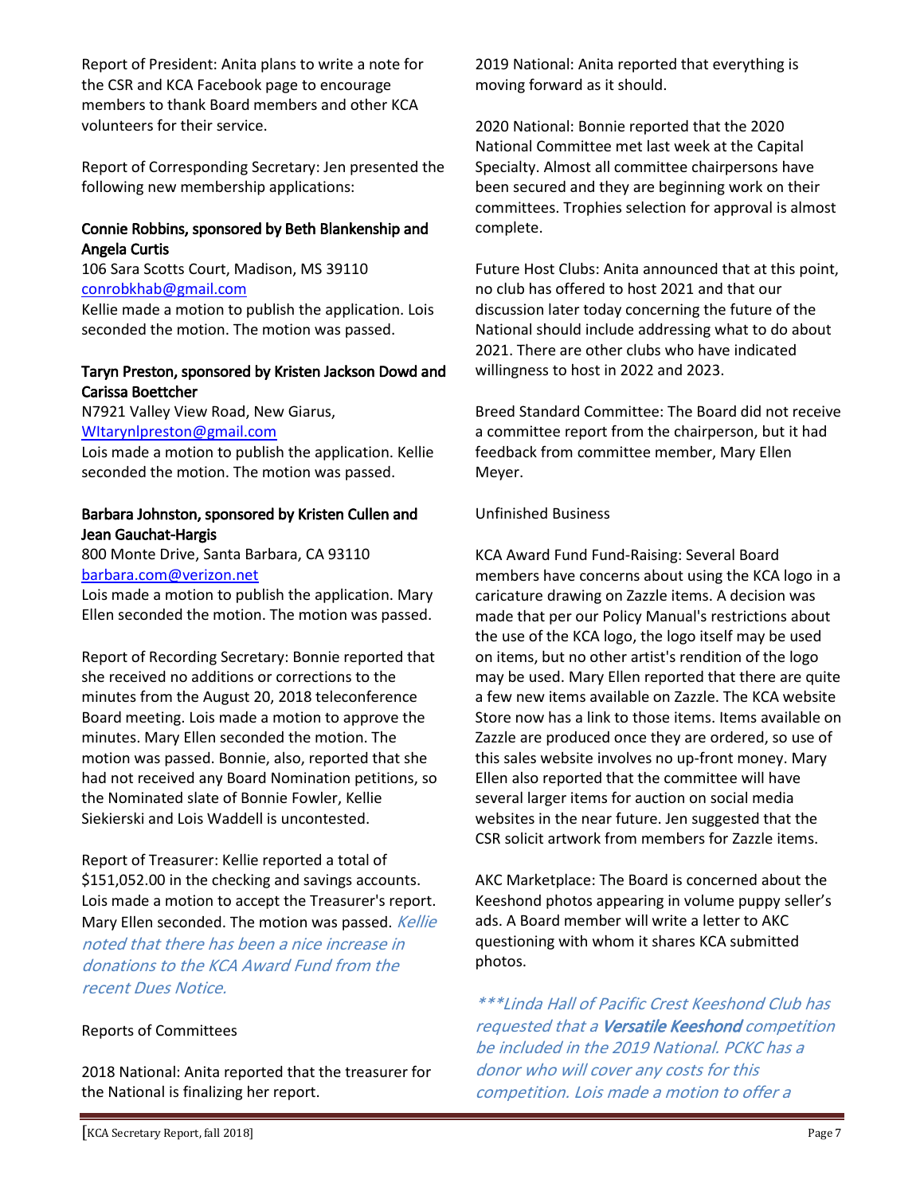Report of President: Anita plans to write a note for the CSR and KCA Facebook page to encourage members to thank Board members and other KCA volunteers for their service.

Report of Corresponding Secretary: Jen presented the following new membership applications:

**Connie Robbins, sponsored by Beth Blankenship and Angela Curtis**
106 Sara Scotts Court, Madison, MS 39110
conrobkhab@gmail.com
Kellie made a motion to publish the application. Lois seconded the motion. The motion was passed.

**Taryn Preston, sponsored by Kristen Jackson Dowd and Carissa Boettcher**
N7921 Valley View Road, New Giarus,
WItarynlpreston@gmail.com
Lois made a motion to publish the application. Kellie seconded the motion. The motion was passed.

**Barbara Johnston, sponsored by Kristen Cullen and Jean Gauchat-Hargis**
800 Monte Drive, Santa Barbara, CA 93110
barbara.com@verizon.net
Lois made a motion to publish the application. Mary Ellen seconded the motion. The motion was passed.

Report of Recording Secretary: Bonnie reported that she received no additions or corrections to the minutes from the August 20, 2018 teleconference Board meeting. Lois made a motion to approve the minutes. Mary Ellen seconded the motion. The motion was passed. Bonnie, also, reported that she had not received any Board Nomination petitions, so the Nominated slate of Bonnie Fowler, Kellie Siekierski and Lois Waddell is uncontested.

Report of Treasurer: Kellie reported a total of $151,052.00 in the checking and savings accounts. Lois made a motion to accept the Treasurer's report. Mary Ellen seconded. The motion was passed. *Kellie noted that there has been a nice increase in donations to the KCA Award Fund from the recent Dues Notice.*

Reports of Committees

2018 National: Anita reported that the treasurer for the National is finalizing her report.

2019 National: Anita reported that everything is moving forward as it should.

2020 National: Bonnie reported that the 2020 National Committee met last week at the Capital Specialty. Almost all committee chairpersons have been secured and they are beginning work on their committees. Trophies selection for approval is almost complete.

Future Host Clubs: Anita announced that at this point, no club has offered to host 2021 and that our discussion later today concerning the future of the National should include addressing what to do about 2021. There are other clubs who have indicated willingness to host in 2022 and 2023.

Breed Standard Committee: The Board did not receive a committee report from the chairperson, but it had feedback from committee member, Mary Ellen Meyer.

Unfinished Business

KCA Award Fund Fund-Raising: Several Board members have concerns about using the KCA logo in a caricature drawing on Zazzle items. A decision was made that per our Policy Manual's restrictions about the use of the KCA logo, the logo itself may be used on items, but no other artist's rendition of the logo may be used. Mary Ellen reported that there are quite a few new items available on Zazzle. The KCA website Store now has a link to those items. Items available on Zazzle are produced once they are ordered, so use of this sales website involves no up-front money. Mary Ellen also reported that the committee will have several larger items for auction on social media websites in the near future. Jen suggested that the CSR solicit artwork from members for Zazzle items.

AKC Marketplace: The Board is concerned about the Keeshond photos appearing in volume puppy seller's ads. A Board member will write a letter to AKC questioning with whom it shares KCA submitted photos.

*\*\*\*Linda Hall of Pacific Crest Keeshond Club has requested that a **Versatile Keeshond** competition be included in the 2019 National. PCKC has a donor who will cover any costs for this competition. Lois made a motion to offer a*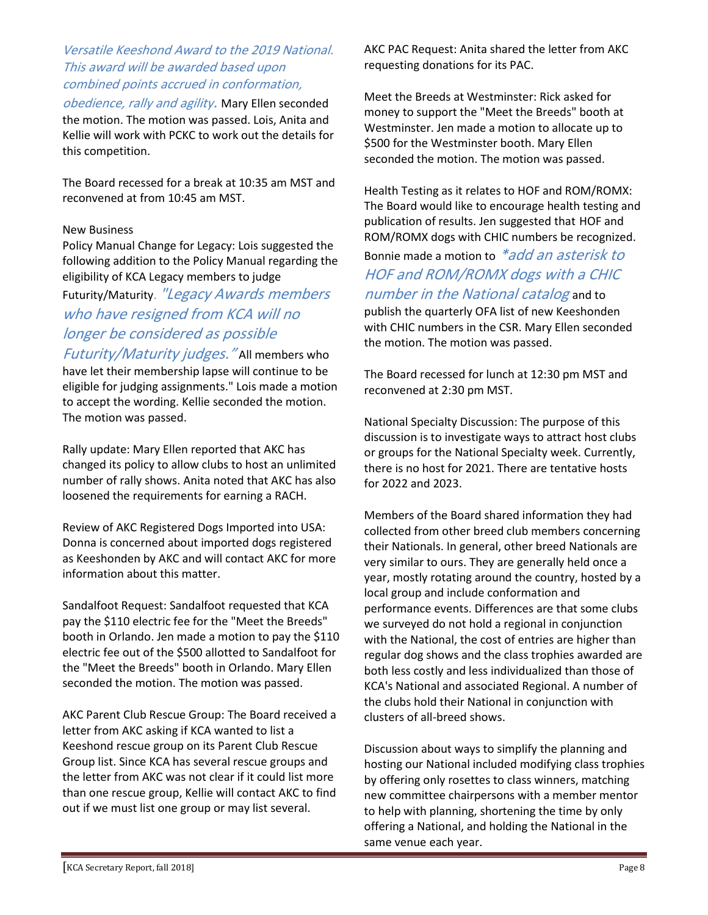*Versatile Keeshond Award to the 2019 National. This award will be awarded based upon combined points accrued in conformation, obedience, rally and agility.* Mary Ellen seconded the motion. The motion was passed. Lois, Anita and Kellie will work with PCKC to work out the details for this competition.

The Board recessed for a break at 10:35 am MST and reconvened at from 10:45 am MST.

New Business

Policy Manual Change for Legacy: Lois suggested the following addition to the Policy Manual regarding the eligibility of KCA Legacy members to judge Futurity/Maturity. *"Legacy Awards members who have resigned from KCA will no longer be considered as possible Futurity/Maturity judges."* All members who have let their membership lapse will continue to be eligible for judging assignments." Lois made a motion to accept the wording. Kellie seconded the motion. The motion was passed.

Rally update: Mary Ellen reported that AKC has changed its policy to allow clubs to host an unlimited number of rally shows. Anita noted that AKC has also loosened the requirements for earning a RACH.

Review of AKC Registered Dogs Imported into USA: Donna is concerned about imported dogs registered as Keeshonden by AKC and will contact AKC for more information about this matter.

Sandalfoot Request: Sandalfoot requested that KCA pay the $110 electric fee for the "Meet the Breeds" booth in Orlando. Jen made a motion to pay the $110 electric fee out of the $500 allotted to Sandalfoot for the "Meet the Breeds" booth in Orlando. Mary Ellen seconded the motion. The motion was passed.

AKC Parent Club Rescue Group: The Board received a letter from AKC asking if KCA wanted to list a Keeshond rescue group on its Parent Club Rescue Group list. Since KCA has several rescue groups and the letter from AKC was not clear if it could list more than one rescue group, Kellie will contact AKC to find out if we must list one group or may list several.

AKC PAC Request: Anita shared the letter from AKC requesting donations for its PAC.

Meet the Breeds at Westminster: Rick asked for money to support the "Meet the Breeds" booth at Westminster. Jen made a motion to allocate up to $500 for the Westminster booth. Mary Ellen seconded the motion. The motion was passed.

Health Testing as it relates to HOF and ROM/ROMX: The Board would like to encourage health testing and publication of results. Jen suggested that HOF and ROM/ROMX dogs with CHIC numbers be recognized. Bonnie made a motion to *\*add an asterisk to HOF and ROM/ROMX dogs with a CHIC number in the National catalog* and to publish the quarterly OFA list of new Keeshonden with CHIC numbers in the CSR. Mary Ellen seconded the motion. The motion was passed.

The Board recessed for lunch at 12:30 pm MST and reconvened at 2:30 pm MST.

National Specialty Discussion: The purpose of this discussion is to investigate ways to attract host clubs or groups for the National Specialty week. Currently, there is no host for 2021. There are tentative hosts for 2022 and 2023.

Members of the Board shared information they had collected from other breed club members concerning their Nationals. In general, other breed Nationals are very similar to ours. They are generally held once a year, mostly rotating around the country, hosted by a local group and include conformation and performance events. Differences are that some clubs we surveyed do not hold a regional in conjunction with the National, the cost of entries are higher than regular dog shows and the class trophies awarded are both less costly and less individualized than those of KCA's National and associated Regional. A number of the clubs hold their National in conjunction with clusters of all-breed shows.

Discussion about ways to simplify the planning and hosting our National included modifying class trophies by offering only rosettes to class winners, matching new committee chairpersons with a member mentor to help with planning, shortening the time by only offering a National, and holding the National in the same venue each year.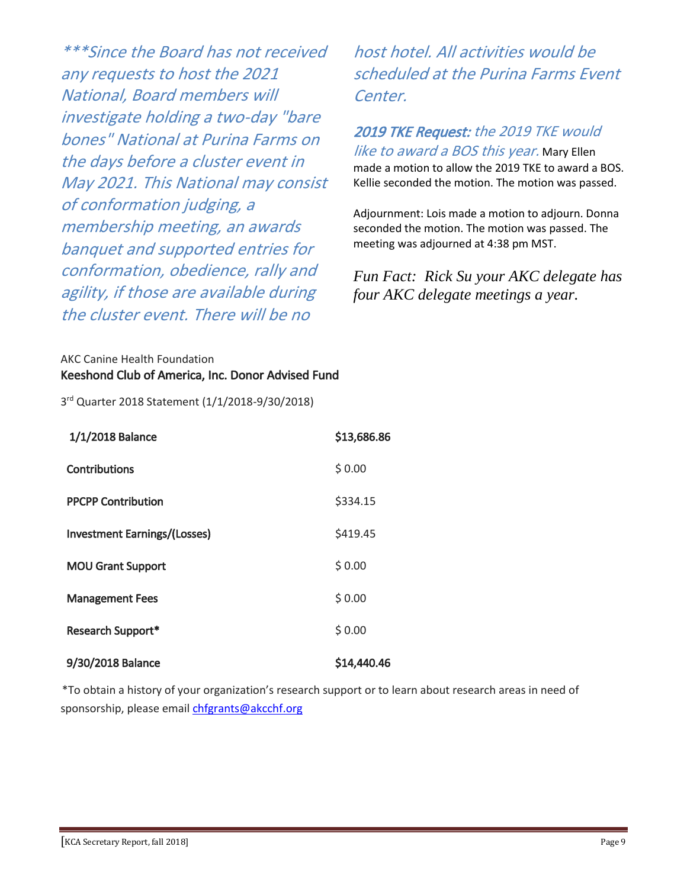*\*\*\*Since the Board has not received any requests to host the 2021 National, Board members will investigate holding a two-day "bare bones" National at Purina Farms on the days before a cluster event in May 2021. This National may consist of conformation judging, a membership meeting, an awards banquet and supported entries for conformation, obedience, rally and agility, if those are available during the cluster event. There will be no host hotel. All activities would be scheduled at the Purina Farms Event Center.*

***2019 TKE Request:*** *the 2019 TKE would like to award a BOS this year.* Mary Ellen made a motion to allow the 2019 TKE to award a BOS. Kellie seconded the motion. The motion was passed.

Adjournment: Lois made a motion to adjourn. Donna seconded the motion. The motion was passed. The meeting was adjourned at 4:38 pm MST.

*Fun Fact: Rick Su your AKC delegate has four AKC delegate meetings a year.*

AKC Canine Health Foundation

**Keeshond Club of America, Inc. Donor Advised Fund**

3rd Quarter 2018 Statement (1/1/2018-9/30/2018)

| | |
|---|---|
| **1/1/2018 Balance** | **$13,686.86** |
| **Contributions** | $ 0.00 |
| **PPCPP Contribution** | $334.15 |
| **Investment Earnings/(Losses)** | $419.45 |
| **MOU Grant Support** | $ 0.00 |
| **Management Fees** | $ 0.00 |
| **Research Support*** | $ 0.00 |
| **9/30/2018 Balance** | **$14,440.46** |

*To obtain a history of your organization's research support or to learn about research areas in need of sponsorship, please email chfgrants@akcchf.org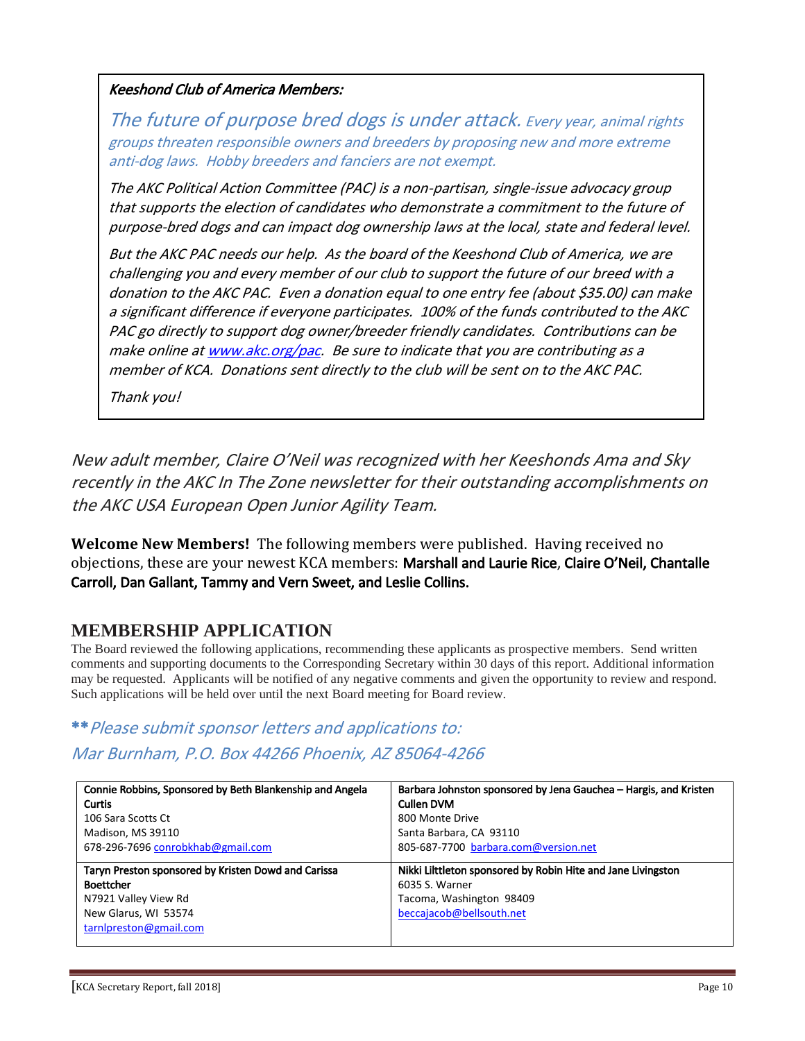*Keeshond Club of America Members:*

*The future of purpose bred dogs is under attack. Every year, animal rights groups threaten responsible owners and breeders by proposing new and more extreme anti-dog laws. Hobby breeders and fanciers are not exempt.*

*The AKC Political Action Committee (PAC) is a non-partisan, single-issue advocacy group that supports the election of candidates who demonstrate a commitment to the future of purpose-bred dogs and can impact dog ownership laws at the local, state and federal level.*

*But the AKC PAC needs our help. As the board of the Keeshond Club of America, we are challenging you and every member of our club to support the future of our breed with a donation to the AKC PAC. Even a donation equal to one entry fee (about $35.00) can make a significant difference if everyone participates. 100% of the funds contributed to the AKC PAC go directly to support dog owner/breeder friendly candidates. Contributions can be make online at [www.akc.org/pac](http://www.akc.org/pac). Be sure to indicate that you are contributing as a member of KCA. Donations sent directly to the club will be sent on to the AKC PAC.*

*Thank you!*

*New adult member, Claire O'Neil was recognized with her Keeshonds Ama and Sky recently in the AKC In The Zone newsletter for their outstanding accomplishments on the AKC USA European Open Junior Agility Team.*

**Welcome New Members!** The following members were published. Having received no objections, these are your newest KCA members: Marshall and Laurie Rice, Claire O'Neil, Chantalle Carroll, Dan Gallant, Tammy and Vern Sweet, and Leslie Collins.

## MEMBERSHIP APPLICATION

The Board reviewed the following applications, recommending these applicants as prospective members. Send written comments and supporting documents to the Corresponding Secretary within 30 days of this report. Additional information may be requested. Applicants will be notified of any negative comments and given the opportunity to review and respond. Such applications will be held over until the next Board meeting for Board review.

***\*\*Please submit sponsor letters and applications to:***

*Mar Burnham, P.O. Box 44266 Phoenix, AZ 85064-4266*

| | |
|---|---|
| **Connie Robbins, Sponsored by Beth Blankenship and Angela Curtis**<br>106 Sara Scotts Ct<br>Madison, MS 39110<br>678-296-7696 conrobkhab@gmail.com | **Barbara Johnston sponsored by Jena Gauchea – Hargis, and Kristen Cullen DVM**<br>800 Monte Drive<br>Santa Barbara, CA 93110<br>805-687-7700 barbara.com@version.net |
| **Taryn Preston sponsored by Kristen Dowd and Carissa Boettcher**<br>N7921 Valley View Rd<br>New Glarus, WI 53574<br>tarnlpreston@gmail.com | **Nikki Lilttleton sponsored by Robin Hite and Jane Livingston**<br>6035 S. Warner<br>Tacoma, Washington 98409<br>beccajacob@bellsouth.net |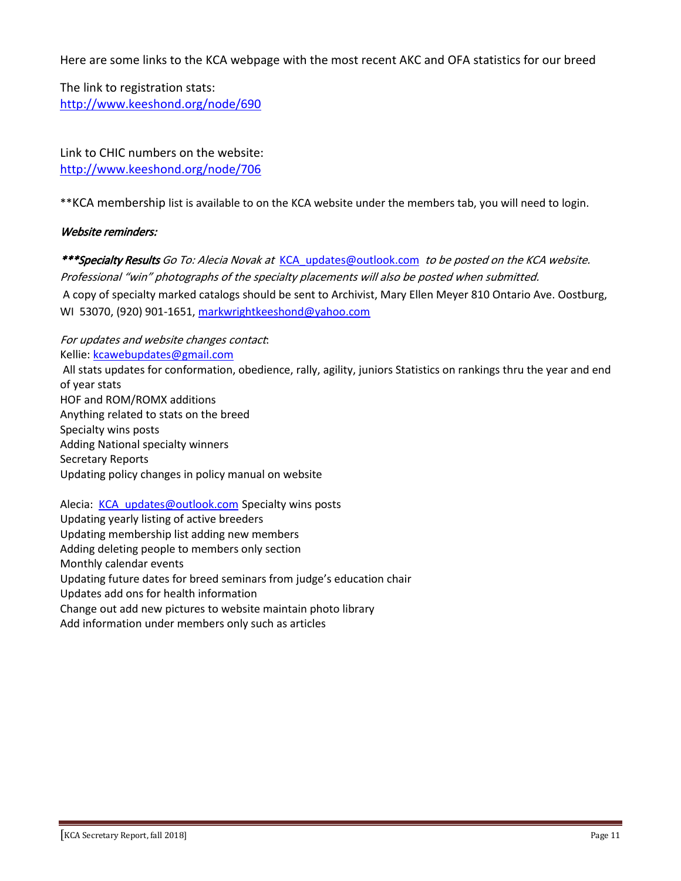Here are some links to the KCA webpage with the most recent AKC and OFA statistics for our breed

The link to registration stats:
http://www.keeshond.org/node/690

Link to CHIC numbers on the website:
http://www.keeshond.org/node/706

**KCA membership list is available to on the KCA website under the members tab, you will need to login.

*Website reminders:*

***\*\*\*Specialty Results*** *Go To: Alecia Novak at* KCA_updates@outlook.com *to be posted on the KCA website. Professional "win" photographs of the specialty placements will also be posted when submitted.*

A copy of specialty marked catalogs should be sent to Archivist, Mary Ellen Meyer 810 Ontario Ave. Oostburg, WI 53070, (920) 901-1651, markwrightkeeshond@yahoo.com

*For updates and website changes contact*:

Kellie: kcawebupdates@gmail.com

All stats updates for conformation, obedience, rally, agility, juniors Statistics on rankings thru the year and end of year stats
HOF and ROM/ROMX additions
Anything related to stats on the breed
Specialty wins posts
Adding National specialty winners
Secretary Reports
Updating policy changes in policy manual on website

Alecia: KCA_updates@outlook.com Specialty wins posts
Updating yearly listing of active breeders
Updating membership list adding new members
Adding deleting people to members only section
Monthly calendar events
Updating future dates for breed seminars from judge's education chair
Updates add ons for health information
Change out add new pictures to website maintain photo library
Add information under members only such as articles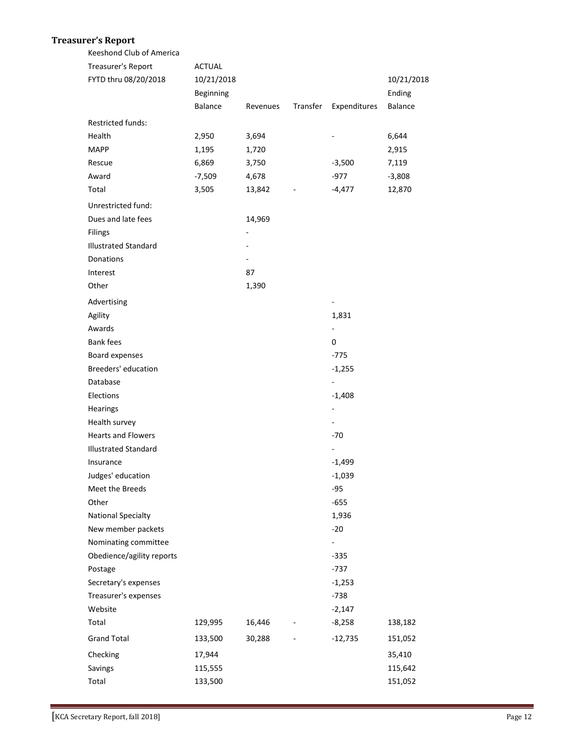## Treasurer's Report

| Keeshond Club of America | | | | | |
|---|---|---|---|---|---|
| Treasurer's Report | ACTUAL | | | | |
| FYTD thru 08/20/2018 | 10/21/2018 | | | | 10/21/2018 |
| | Beginning | | | | Ending |
| | Balance | Revenues | Transfer | Expenditures | Balance |
| Restricted funds: | | | | | |
| Health | 2,950 | 3,694 | | - | 6,644 |
| MAPP | 1,195 | 1,720 | | | 2,915 |
| Rescue | 6,869 | 3,750 | | -3,500 | 7,119 |
| Award | -7,509 | 4,678 | | -977 | -3,808 |
| Total | 3,505 | 13,842 | - | -4,477 | 12,870 |
| Unrestricted fund: | | | | | |
| Dues and late fees | | 14,969 | | | |
| Filings | | - | | | |
| Illustrated Standard | | - | | | |
| Donations | | - | | | |
| Interest | | 87 | | | |
| Other | | 1,390 | | | |
| Advertising | | | | - | |
| Agility | | | | 1,831 | |
| Awards | | | | - | |
| Bank fees | | | | 0 | |
| Board expenses | | | | -775 | |
| Breeders' education | | | | -1,255 | |
| Database | | | | - | |
| Elections | | | | -1,408 | |
| Hearings | | | | - | |
| Health survey | | | | - | |
| Hearts and Flowers | | | | -70 | |
| Illustrated Standard | | | | - | |
| Insurance | | | | -1,499 | |
| Judges' education | | | | -1,039 | |
| Meet the Breeds | | | | -95 | |
| Other | | | | -655 | |
| National Specialty | | | | 1,936 | |
| New member packets | | | | -20 | |
| Nominating committee | | | | - | |
| Obedience/agility reports | | | | -335 | |
| Postage | | | | -737 | |
| Secretary's expenses | | | | -1,253 | |
| Treasurer's expenses | | | | -738 | |
| Website | | | | -2,147 | |
| Total | 129,995 | 16,446 | - | -8,258 | 138,182 |
| Grand Total | 133,500 | 30,288 | - | -12,735 | 151,052 |
| Checking | 17,944 | | | | 35,410 |
| Savings | 115,555 | | | | 115,642 |
| Total | 133,500 | | | | 151,052 |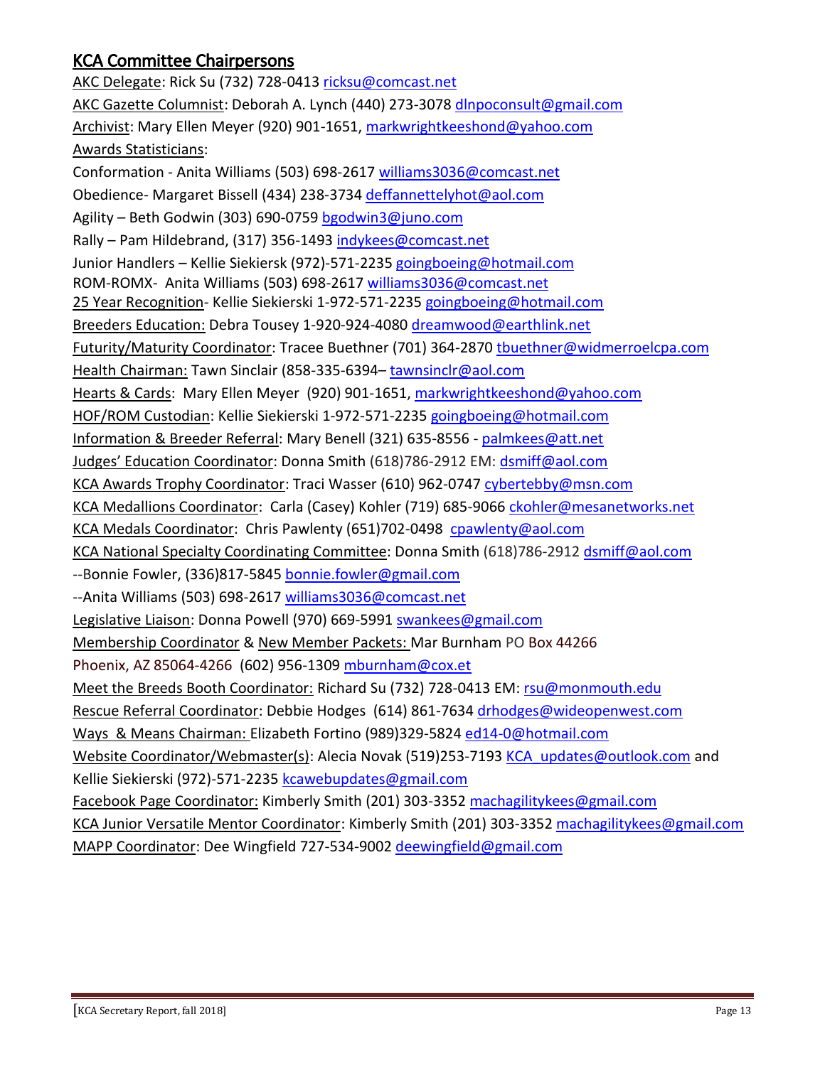## KCA Committee Chairpersons

AKC Delegate: Rick Su (732) 728-0413 ricksu@comcast.net

AKC Gazette Columnist: Deborah A. Lynch (440) 273-3078 dlnpoconsult@gmail.com

Archivist: Mary Ellen Meyer (920) 901-1651, markwrightkeeshond@yahoo.com

Awards Statisticians:

Conformation - Anita Williams (503) 698-2617 williams3036@comcast.net

Obedience- Margaret Bissell (434) 238-3734 deffannettelyhot@aol.com

Agility – Beth Godwin (303) 690-0759 bgodwin3@juno.com

Rally – Pam Hildebrand, (317) 356-1493 indykees@comcast.net

Junior Handlers – Kellie Siekiersk (972)-571-2235 goingboeing@hotmail.com

ROM-ROMX- Anita Williams (503) 698-2617 williams3036@comcast.net

25 Year Recognition- Kellie Siekierski 1-972-571-2235 goingboeing@hotmail.com

Breeders Education: Debra Tousey 1-920-924-4080 dreamwood@earthlink.net

Futurity/Maturity Coordinator: Tracee Buethner (701) 364-2870 tbuethner@widmerroelcpa.com

Health Chairman: Tawn Sinclair (858-335-6394– tawnsinclr@aol.com

Hearts & Cards: Mary Ellen Meyer (920) 901-1651, markwrightkeeshond@yahoo.com

HOF/ROM Custodian: Kellie Siekierski 1-972-571-2235 goingboeing@hotmail.com

Information & Breeder Referral: Mary Benell (321) 635-8556 - palmkees@att.net

Judges' Education Coordinator: Donna Smith (618)786-2912 EM: dsmiff@aol.com

KCA Awards Trophy Coordinator: Traci Wasser (610) 962-0747 cybertebby@msn.com

KCA Medallions Coordinator: Carla (Casey) Kohler (719) 685-9066 ckohler@mesanetworks.net

KCA Medals Coordinator: Chris Pawlenty (651)702-0498 cpawlenty@aol.com

KCA National Specialty Coordinating Committee: Donna Smith (618)786-2912 dsmiff@aol.com

--Bonnie Fowler, (336)817-5845 bonnie.fowler@gmail.com

--Anita Williams (503) 698-2617 williams3036@comcast.net

Legislative Liaison: Donna Powell (970) 669-5991 swankees@gmail.com

Membership Coordinator & New Member Packets: Mar Burnham PO Box 44266
Phoenix, AZ 85064-4266 (602) 956-1309 mburnham@cox.et

Meet the Breeds Booth Coordinator: Richard Su (732) 728-0413 EM: rsu@monmouth.edu

Rescue Referral Coordinator: Debbie Hodges (614) 861-7634 drhodges@wideopenwest.com

Ways & Means Chairman: Elizabeth Fortino (989)329-5824 ed14-0@hotmail.com

Website Coordinator/Webmaster(s): Alecia Novak (519)253-7193 KCA_updates@outlook.com and
Kellie Siekierski (972)-571-2235 kcawebupdates@gmail.com

Facebook Page Coordinator: Kimberly Smith (201) 303-3352 machagilitykees@gmail.com

KCA Junior Versatile Mentor Coordinator: Kimberly Smith (201) 303-3352 machagilitykees@gmail.com

MAPP Coordinator: Dee Wingfield 727-534-9002 deewingfield@gmail.com